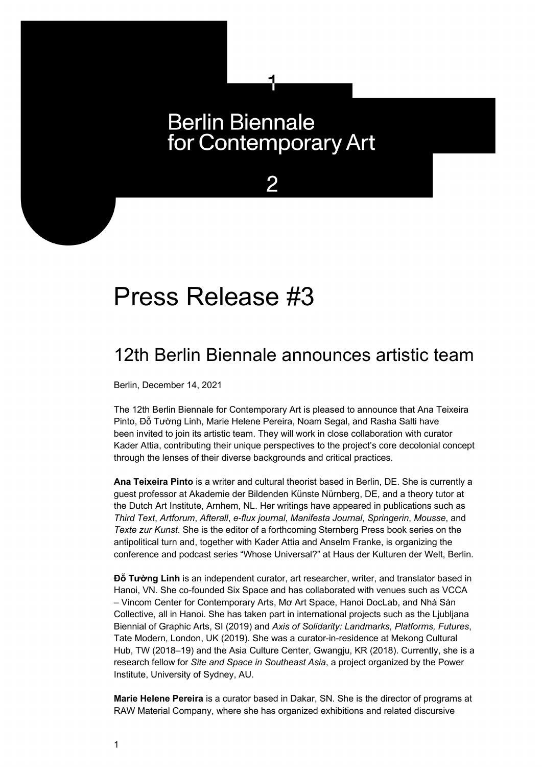1

Berlin Biennale
for Contemporary Art

2

# Press Release #3

## 12th Berlin Biennale announces artistic team

Berlin, December 14, 2021

The 12th Berlin Biennale for Contemporary Art is pleased to announce that Ana Teixeira Pinto, Đỗ Tường Linh, Marie Helene Pereira, Noam Segal, and Rasha Salti have been invited to join its artistic team. They will work in close collaboration with curator Kader Attia, contributing their unique perspectives to the project's core decolonial concept through the lenses of their diverse backgrounds and critical practices.

**Ana Teixeira Pinto** is a writer and cultural theorist based in Berlin, DE. She is currently a guest professor at Akademie der Bildenden Künste Nürnberg, DE, and a theory tutor at the Dutch Art Institute, Arnhem, NL. Her writings have appeared in publications such as *Third Text*, *Artforum*, *Afterall*, *e-flux journal*, *Manifesta Journal*, *Springerin*, *Mousse*, and *Texte zur Kunst*. She is the editor of a forthcoming Sternberg Press book series on the antipolitical turn and, together with Kader Attia and Anselm Franke, is organizing the conference and podcast series "Whose Universal?" at Haus der Kulturen der Welt, Berlin.

**Đỗ Tường Linh** is an independent curator, art researcher, writer, and translator based in Hanoi, VN. She co-founded Six Space and has collaborated with venues such as VCCA – Vincom Center for Contemporary Arts, Mơ Art Space, Hanoi DocLab, and Nhà Sàn Collective, all in Hanoi. She has taken part in international projects such as the Ljubljana Biennial of Graphic Arts, SI (2019) and *Axis of Solidarity: Landmarks, Platforms, Futures*, Tate Modern, London, UK (2019). She was a curator-in-residence at Mekong Cultural Hub, TW (2018–19) and the Asia Culture Center, Gwangju, KR (2018). Currently, she is a research fellow for *Site and Space in Southeast Asia*, a project organized by the Power Institute, University of Sydney, AU.

**Marie Helene Pereira** is a curator based in Dakar, SN. She is the director of programs at RAW Material Company, where she has organized exhibitions and related discursive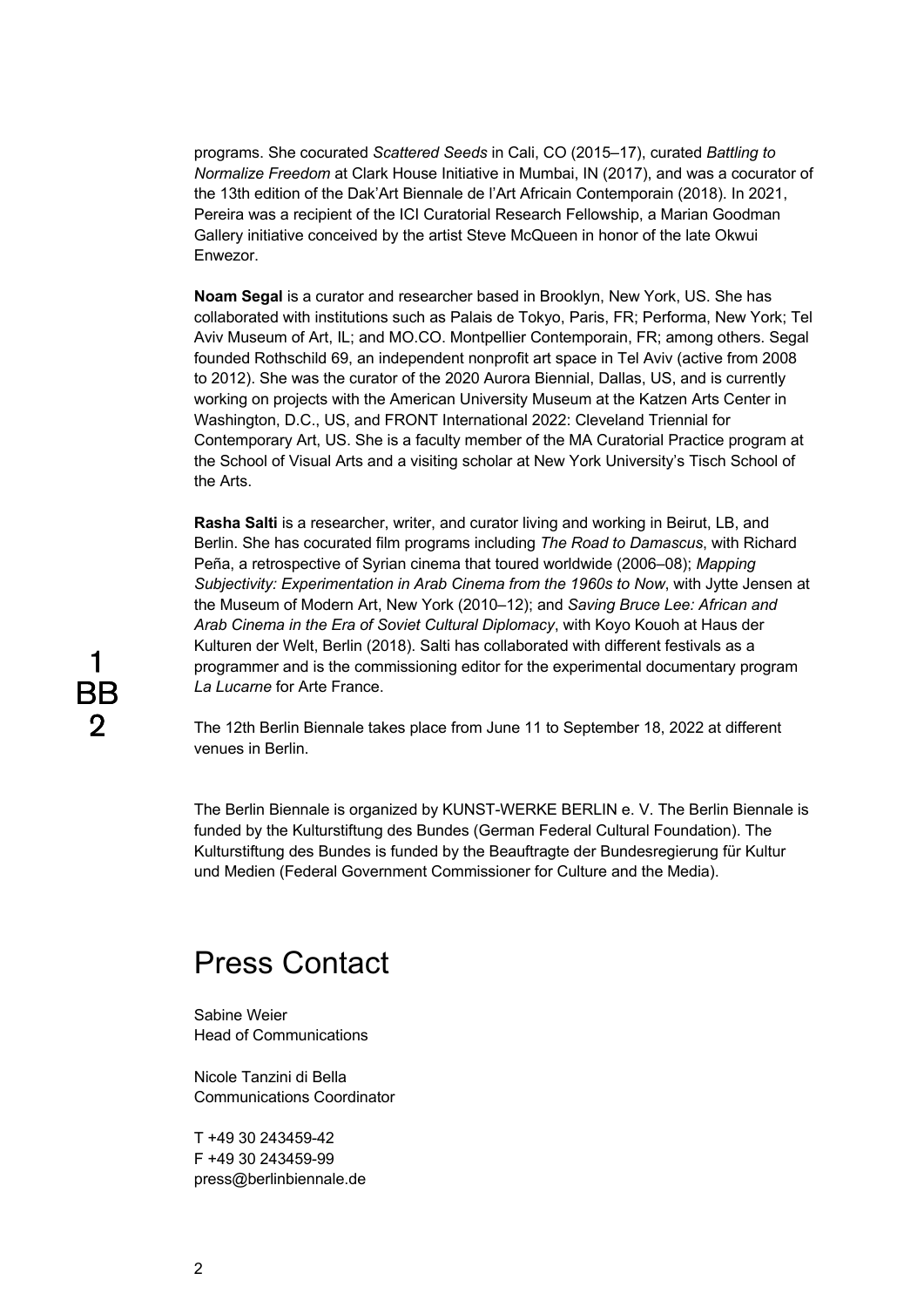programs. She cocurated *Scattered Seeds* in Cali, CO (2015–17), curated *Battling to Normalize Freedom* at Clark House Initiative in Mumbai, IN (2017), and was a cocurator of the 13th edition of the Dak'Art Biennale de l'Art Africain Contemporain (2018). In 2021, Pereira was a recipient of the ICI Curatorial Research Fellowship, a Marian Goodman Gallery initiative conceived by the artist Steve McQueen in honor of the late Okwui Enwezor.

**Noam Segal** is a curator and researcher based in Brooklyn, New York, US. She has collaborated with institutions such as Palais de Tokyo, Paris, FR; Performa, New York; Tel Aviv Museum of Art, IL; and MO.CO. Montpellier Contemporain, FR; among others. Segal founded Rothschild 69, an independent nonprofit art space in Tel Aviv (active from 2008 to 2012). She was the curator of the 2020 Aurora Biennial, Dallas, US, and is currently working on projects with the American University Museum at the Katzen Arts Center in Washington, D.C., US, and FRONT International 2022: Cleveland Triennial for Contemporary Art, US. She is a faculty member of the MA Curatorial Practice program at the School of Visual Arts and a visiting scholar at New York University's Tisch School of the Arts.

**Rasha Salti** is a researcher, writer, and curator living and working in Beirut, LB, and Berlin. She has cocurated film programs including *The Road to Damascus*, with Richard Peña, a retrospective of Syrian cinema that toured worldwide (2006–08); *Mapping Subjectivity: Experimentation in Arab Cinema from the 1960s to Now*, with Jytte Jensen at the Museum of Modern Art, New York (2010–12); and *Saving Bruce Lee: African and Arab Cinema in the Era of Soviet Cultural Diplomacy*, with Koyo Kouoh at Haus der Kulturen der Welt, Berlin (2018). Salti has collaborated with different festivals as a programmer and is the commissioning editor for the experimental documentary program *La Lucarne* for Arte France.

The 12th Berlin Biennale takes place from June 11 to September 18, 2022 at different venues in Berlin.

The Berlin Biennale is organized by KUNST-WERKE BERLIN e. V. The Berlin Biennale is funded by the Kulturstiftung des Bundes (German Federal Cultural Foundation). The Kulturstiftung des Bundes is funded by the Beauftragte der Bundesregierung für Kultur und Medien (Federal Government Commissioner for Culture and the Media).

# Press Contact

Sabine Weier
Head of Communications

Nicole Tanzini di Bella
Communications Coordinator

T +49 30 243459-42
F +49 30 243459-99
press@berlinbiennale.de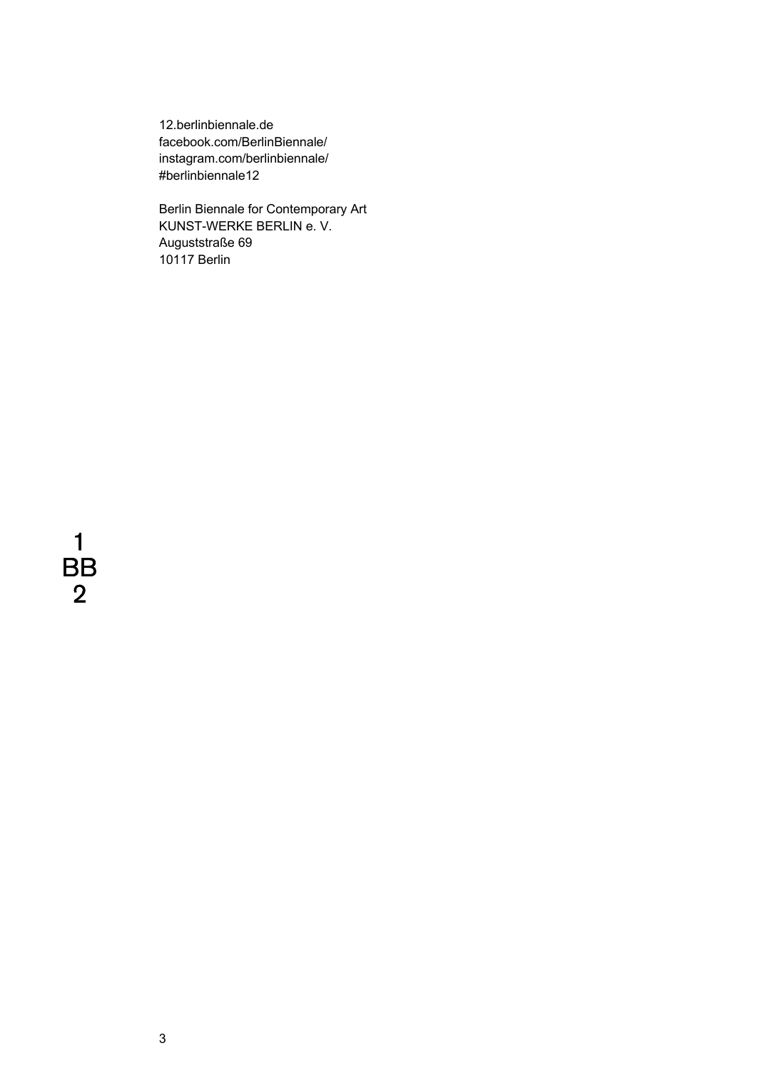12.berlinbiennale.de
facebook.com/BerlinBiennale/
instagram.com/berlinbiennale/
#berlinbiennale12

Berlin Biennale for Contemporary Art
KUNST-WERKE BERLIN e. V.
Auguststraße 69
10117 Berlin

1
BB
2